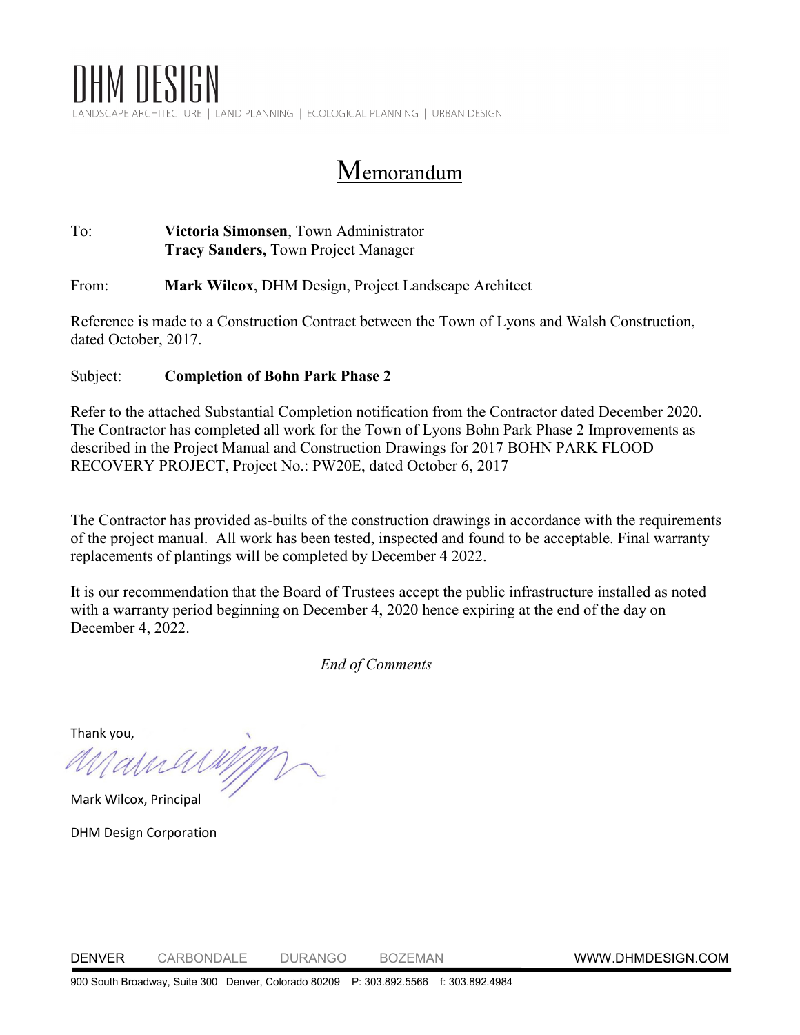# DHM DESIGN

LANDSCAPE ARCHITECTURE | LAND PLANNING | ECOLOGICAL PLANNING | URBAN DESIGN

## Memorandum

To: **Victoria Simonsen**, Town Administrator
**Tracy Sanders,** Town Project Manager

From: **Mark Wilcox**, DHM Design, Project Landscape Architect

Reference is made to a Construction Contract between the Town of Lyons and Walsh Construction, dated October, 2017.

Subject: **Completion of Bohn Park Phase 2**

Refer to the attached Substantial Completion notification from the Contractor dated December 2020. The Contractor has completed all work for the Town of Lyons Bohn Park Phase 2 Improvements as described in the Project Manual and Construction Drawings for 2017 BOHN PARK FLOOD RECOVERY PROJECT, Project No.: PW20E, dated October 6, 2017

The Contractor has provided as-builts of the construction drawings in accordance with the requirements of the project manual. All work has been tested, inspected and found to be acceptable. Final warranty replacements of plantings will be completed by December 4 2022.

It is our recommendation that the Board of Trustees accept the public infrastructure installed as noted with a warranty period beginning on December 4, 2020 hence expiring at the end of the day on December 4, 2022.

*End of Comments*

Thank you,

Mark Wilcox, Principal

DHM Design Corporation

DENVER CARBONDALE DURANGO BOZEMAN WWW.DHMDESIGN.COM

900 South Broadway, Suite 300 Denver, Colorado 80209 P: 303.892.5566 f: 303.892.4984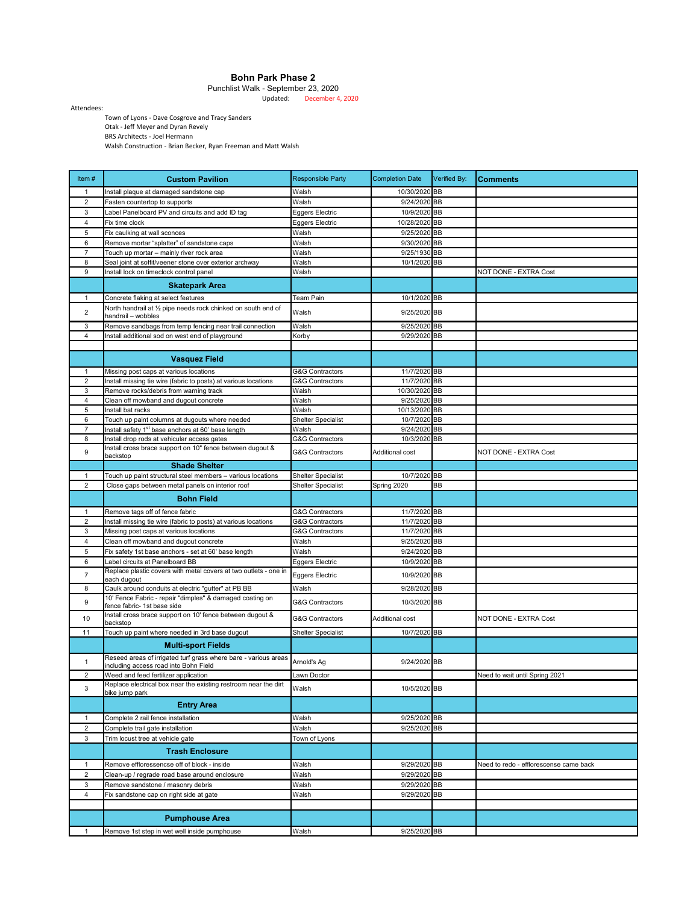# Bohn Park Phase 2

Punchlist Walk - September 23, 2020
Updated: December 4, 2020

Attendees:

- Town of Lyons - Dave Cosgrove and Tracy Sanders
- Otak - Jeff Meyer and Dyran Revely
- BRS Architects - Joel Hermann
- Walsh Construction - Brian Becker, Ryan Freeman and Matt Walsh

| Item # | Custom Pavilion | Responsible Party | Completion Date | Verified By: | Comments |
|---|---|---|---|---|---|
| 1 | Install plaque at damaged sandstone cap | Walsh | 10/30/2020 | BB | |
| 2 | Fasten countertop to supports | Walsh | 9/24/2020 | BB | |
| 3 | Label Panelboard PV and circuits and add ID tag | Eggers Electric | 10/9/2020 | BB | |
| 4 | Fix time clock | Eggers Electric | 10/28/2020 | BB | |
| 5 | Fix caulking at wall sconces | Walsh | 9/25/2020 | BB | |
| 6 | Remove mortar "splatter" of sandstone caps | Walsh | 9/30/2020 | BB | |
| 7 | Touch up mortar – mainly river rock area | Walsh | 9/25/1930 | BB | |
| 8 | Seal joint at soffit/veener stone over exterior archway | Walsh | 10/1/2020 | BB | |
| 9 | Install lock on timeclock control panel | Walsh | | | NOT DONE - EXTRA Cost |
| | **Skatepark Area** | | | | |
| 1 | Concrete flaking at select features | Team Pain | 10/1/2020 | BB | |
| 2 | North handrail at ½ pipe needs rock chinked on south end of handrail – wobbles | Walsh | 9/25/2020 | BB | |
| 3 | Remove sandbags from temp fencing near trail connection | Walsh | 9/25/2020 | BB | |
| 4 | Install additional sod on west end of playground | Korby | 9/29/2020 | BB | |
| | | | | | |
| | **Vasquez Field** | | | | |
| 1 | Missing post caps at various locations | G&G Contractors | 11/7/2020 | BB | |
| 2 | Install missing tie wire (fabric to posts) at various locations | G&G Contractors | 11/7/2020 | BB | |
| 3 | Remove rocks/debris from warning track | Walsh | 10/30/2020 | BB | |
| 4 | Clean off mowband and dugout concrete | Walsh | 9/25/2020 | BB | |
| 5 | Install bat racks | Walsh | 10/13/2020 | BB | |
| 6 | Touch up paint columns at dugouts where needed | Shelter Specialist | 10/7/2020 | BB | |
| 7 | Install safety 1st base anchors at 60' base length | Walsh | 9/24/2020 | BB | |
| 8 | Install drop rods at vehicular access gates | G&G Contractors | 10/3/2020 | BB | |
| 9 | Install cross brace support on 10" fence between dugout & backstop | G&G Contractors | Additional cost | | NOT DONE - EXTRA Cost |
| | **Shade Shelter** | | | | |
| 1 | Touch up paint structural steel members – various locations | Shelter Specialist | 10/7/2020 | BB | |
| 2 | Close gaps between metal panels on interior roof | Shelter Specialist | Spring 2020 | BB | |
| | **Bohn Field** | | | | |
| 1 | Remove tags off of fence fabric | G&G Contractors | 11/7/2020 | BB | |
| 2 | Install missing tie wire (fabric to posts) at various locations | G&G Contractors | 11/7/2020 | BB | |
| 3 | Missing post caps at various locations | G&G Contractors | 11/7/2020 | BB | |
| 4 | Clean off mowband and dugout concrete | Walsh | 9/25/2020 | BB | |
| 5 | Fix safety 1st base anchors - set at 60' base length | Walsh | 9/24/2020 | BB | |
| 6 | Label circuits at Panelboard BB | Eggers Electric | 10/9/2020 | BB | |
| 7 | Replace plastic covers with metal covers at two outlets - one in each dugout | Eggers Electric | 10/9/2020 | BB | |
| 8 | Caulk around conduits at electric "gutter" at PB BB | Walsh | 9/28/2020 | BB | |
| 9 | 10' Fence Fabric - repair "dimples" & damaged coating on fence fabric- 1st base side | G&G Contractors | 10/3/2020 | BB | |
| 10 | Install cross brace support on 10' fence between dugout & backstop | G&G Contractors | Additional cost | | NOT DONE - EXTRA Cost |
| 11 | Touch up paint where needed in 3rd base dugout | Shelter Specialist | 10/7/2020 | BB | |
| | **Multi-sport Fields** | | | | |
| 1 | Reseed areas of irrigated turf grass where bare - various areas including access road into Bohn Field | Arnold's Ag | 9/24/2020 | BB | |
| 2 | Weed and feed fertilizer application | Lawn Doctor | | | Need to wait until Spring 2021 |
| 3 | Replace electrical box near the existing restroom near the dirt bike jump park | Walsh | 10/5/2020 | BB | |
| | **Entry Area** | | | | |
| 1 | Complete 2 rail fence installation | Walsh | 9/25/2020 | BB | |
| 2 | Complete trail gate installation | Walsh | 9/25/2020 | BB | |
| 3 | Trim locust tree at vehicle gate | Town of Lyons | | | |
| | **Trash Enclosure** | | | | |
| 1 | Remove efflorescencse off of block - inside | Walsh | 9/29/2020 | BB | Need to redo - efflorescense came back |
| 2 | Clean-up / regrade road base around enclosure | Walsh | 9/29/2020 | BB | |
| 3 | Remove sandstone / masonry debris | Walsh | 9/29/2020 | BB | |
| 4 | Fix sandstone cap on right side at gate | Walsh | 9/29/2020 | BB | |
| | | | | | |
| | **Pumphouse Area** | | | | |
| 1 | Remove 1st step in wet well inside pumphouse | Walsh | 9/25/2020 | BB | |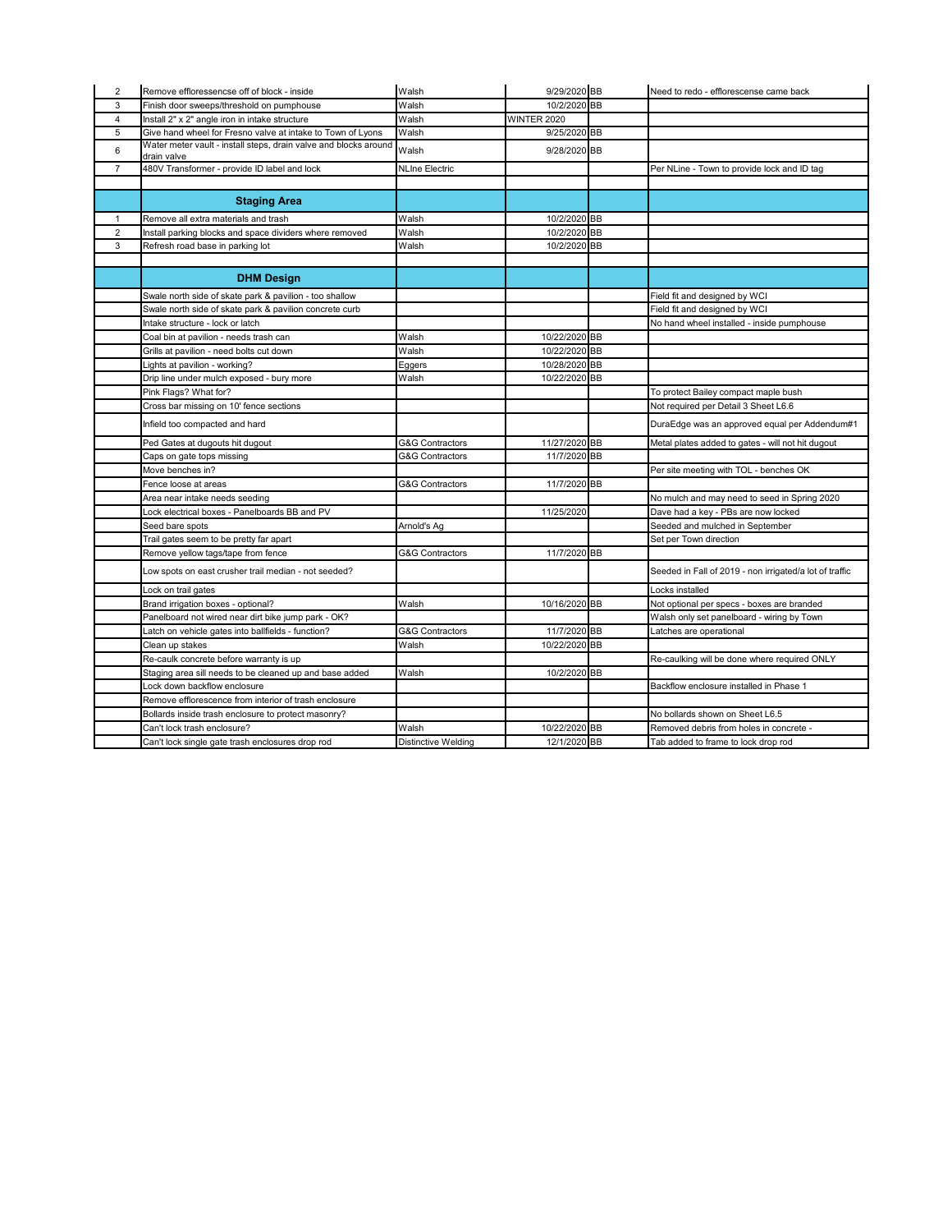| | | | | | |
|---|---|---|---|---|---|
| 2 | Remove efflorescencse off of block - inside | Walsh | 9/29/2020 | BB | Need to redo - efflorescense came back |
| 3 | Finish door sweeps/threshold on pumphouse | Walsh | 10/2/2020 | BB | |
| 4 | Install 2" x 2" angle iron in intake structure | Walsh | WINTER 2020 | | |
| 5 | Give hand wheel for Fresno valve at intake to Town of Lyons | Walsh | 9/25/2020 | BB | |
| 6 | Water meter vault - install steps, drain valve and blocks around drain valve | Walsh | 9/28/2020 | BB | |
| 7 | 480V Transformer - provide ID label and lock | NLIne Electric | | | Per NLine - Town to provide lock and ID tag |
| | | | | | |
| | **Staging Area** | | | | |
| 1 | Remove all extra materials and trash | Walsh | 10/2/2020 | BB | |
| 2 | Install parking blocks and space dividers where removed | Walsh | 10/2/2020 | BB | |
| 3 | Refresh road base in parking lot | Walsh | 10/2/2020 | BB | |
| | | | | | |
| | **DHM Design** | | | | |
| | Swale north side of skate park & pavilion - too shallow | | | | Field fit and designed by WCI |
| | Swale north side of skate park & pavilion concrete curb | | | | Field fit and designed by WCI |
| | Intake structure - lock or latch | | | | No hand wheel installed - inside pumphouse |
| | Coal bin at pavilion - needs trash can | Walsh | 10/22/2020 | BB | |
| | Grills at pavilion - need bolts cut down | Walsh | 10/22/2020 | BB | |
| | Lights at pavilion - working? | Eggers | 10/28/2020 | BB | |
| | Drip line under mulch exposed - bury more | Walsh | 10/22/2020 | BB | |
| | Pink Flags? What for? | | | | To protect Bailey compact maple bush |
| | Cross bar missing on 10' fence sections | | | | Not required per Detail 3 Sheet L6.6 |
| | Infield too compacted and hard | | | | DuraEdge was an approved equal per Addendum#1 |
| | Ped Gates at dugouts hit dugout | G&G Contractors | 11/27/2020 | BB | Metal plates added to gates - will not hit dugout |
| | Caps on gate tops missing | G&G Contractors | 11/7/2020 | BB | |
| | Move benches in? | | | | Per site meeting with TOL - benches OK |
| | Fence loose at areas | G&G Contractors | 11/7/2020 | BB | |
| | Area near intake needs seeding | | | | No mulch and may need to seed in Spring 2020 |
| | Lock electrical boxes - Panelboards BB and PV | | 11/25/2020 | | Dave had a key - PBs are now locked |
| | Seed bare spots | Arnold's Ag | | | Seeded and mulched in September |
| | Trail gates seem to be pretty far apart | | | | Set per Town direction |
| | Remove yellow tags/tape from fence | G&G Contractors | 11/7/2020 | BB | |
| | Low spots on east crusher trail median - not seeded? | | | | Seeded in Fall of 2019 - non irrigated/a lot of traffic |
| | Lock on trail gates | | | | Locks installed |
| | Brand irrigation boxes - optional? | Walsh | 10/16/2020 | BB | Not optional per specs - boxes are branded |
| | Panelboard not wired near dirt bike jump park - OK? | | | | Walsh only set panelboard - wiring by Town |
| | Latch on vehicle gates into ballfields - function? | G&G Contractors | 11/7/2020 | BB | Latches are operational |
| | Clean up stakes | Walsh | 10/22/2020 | BB | |
| | Re-caulk concrete before warranty is up | | | | Re-caulking will be done where required ONLY |
| | Staging area sill needs to be cleaned up and base added | Walsh | 10/2/2020 | BB | |
| | Lock down backflow enclosure | | | | Backflow enclosure installed in Phase 1 |
| | Remove efflorescence from interior of trash enclosure | | | | |
| | Bollards inside trash enclosure to protect masonry? | | | | No bollards shown on Sheet L6.5 |
| | Can't lock trash enclosure? | Walsh | 10/22/2020 | BB | Removed debris from holes in concrete - |
| | Can't lock single gate trash enclosures drop rod | Distinctive Welding | 12/1/2020 | BB | Tab added to frame to lock drop rod |